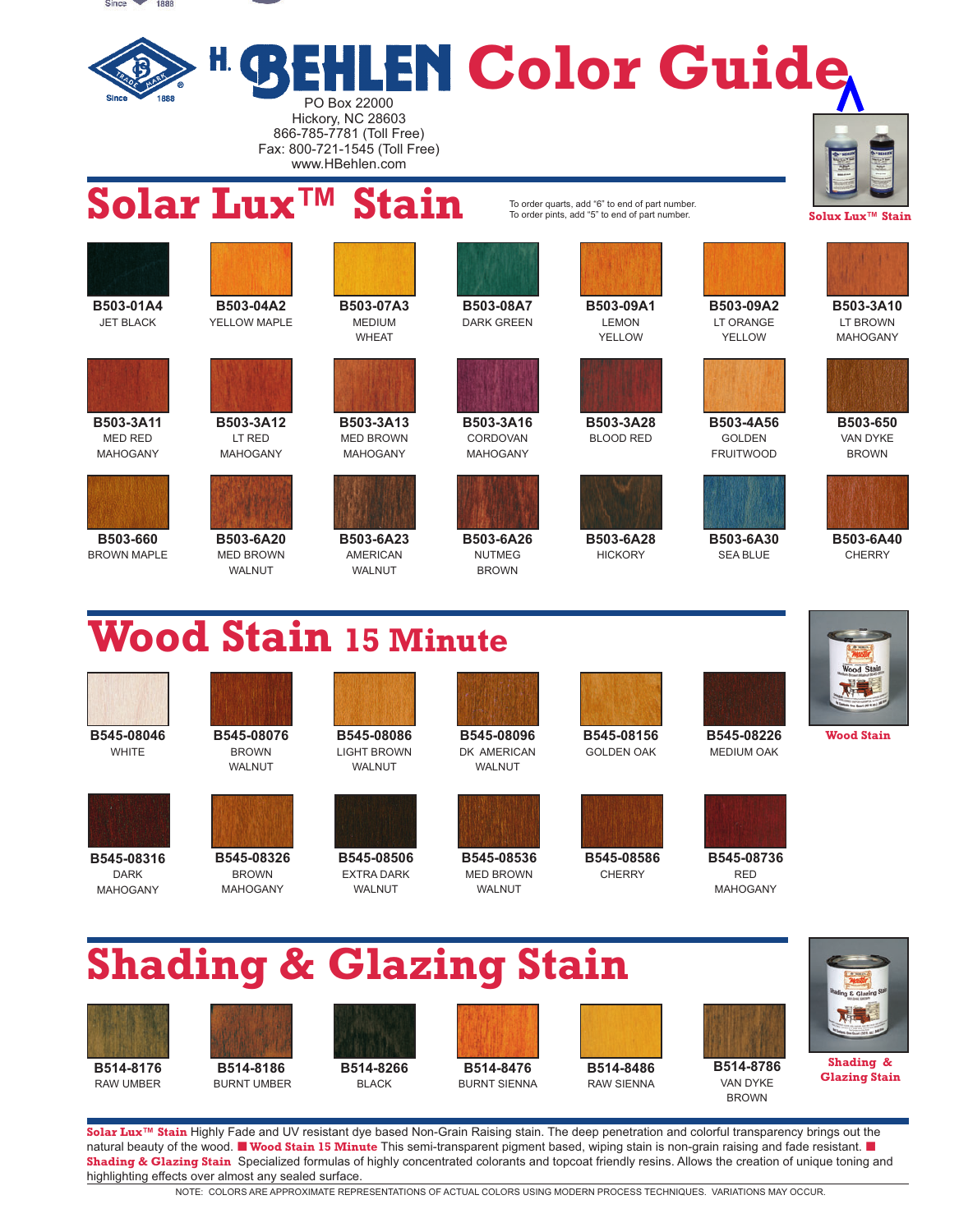# H. BEHLEN Color Guide

PO Box 22000
Hickory, NC 28603
866-785-7781 (Toll Free)
Fax: 800-721-1545 (Toll Free)
www.HBehlen.com

## Solar Lux™ Stain

To order quarts, add "6" to end of part number.
To order pints, add "5" to end of part number.

Solux Lux™ Stain

| | | | | | | |
|---|---|---|---|---|---|---|
| **B503-01A4** JET BLACK | **B503-04A2** YELLOW MAPLE | **B503-07A3** MEDIUM WHEAT | **B503-08A7** DARK GREEN | **B503-09A1** LEMON YELLOW | **B503-09A2** LT ORANGE YELLOW | **B503-3A10** LT BROWN MAHOGANY |
| **B503-3A11** MED RED MAHOGANY | **B503-3A12** LT RED MAHOGANY | **B503-3A13** MED BROWN MAHOGANY | **B503-3A16** CORDOVAN MAHOGANY | **B503-3A28** BLOOD RED | **B503-4A56** GOLDEN FRUITWOOD | **B503-650** VAN DYKE BROWN |
| **B503-660** BROWN MAPLE | **B503-6A20** MED BROWN WALNUT | **B503-6A23** AMERICAN WALNUT | **B503-6A26** NUTMEG BROWN | **B503-6A28** HICKORY | **B503-6A30** SEA BLUE | **B503-6A40** CHERRY |

## Wood Stain 15 Minute

Wood Stain

| | | | | | |
|---|---|---|---|---|---|
| **B545-08046** WHITE | **B545-08076** BROWN WALNUT | **B545-08086** LIGHT BROWN WALNUT | **B545-08096** DK AMERICAN WALNUT | **B545-08156** GOLDEN OAK | **B545-08226** MEDIUM OAK |
| **B545-08316** DARK MAHOGANY | **B545-08326** BROWN MAHOGANY | **B545-08506** EXTRA DARK WALNUT | **B545-08536** MED BROWN WALNUT | **B545-08586** CHERRY | **B545-08736** RED MAHOGANY |

## Shading & Glazing Stain

Shading & Glazing Stain

| | | | | | |
|---|---|---|---|---|---|
| **B514-8176** RAW UMBER | **B514-8186** BURNT UMBER | **B514-8266** BLACK | **B514-8476** BURNT SIENNA | **B514-8486** RAW SIENNA | **B514-8786** VAN DYKE BROWN |

**Solar Lux™ Stain** Highly Fade and UV resistant dye based Non-Grain Raising stain. The deep penetration and colorful transparency brings out the natural beauty of the wood. ■ **Wood Stain 15 Minute** This semi-transparent pigment based, wiping stain is non-grain raising and fade resistant. ■ **Shading & Glazing Stain** Specialized formulas of highly concentrated colorants and topcoat friendly resins. Allows the creation of unique toning and highlighting effects over almost any sealed surface.

NOTE: COLORS ARE APPROXIMATE REPRESENTATIONS OF ACTUAL COLORS USING MODERN PROCESS TECHNIQUES. VARIATIONS MAY OCCUR.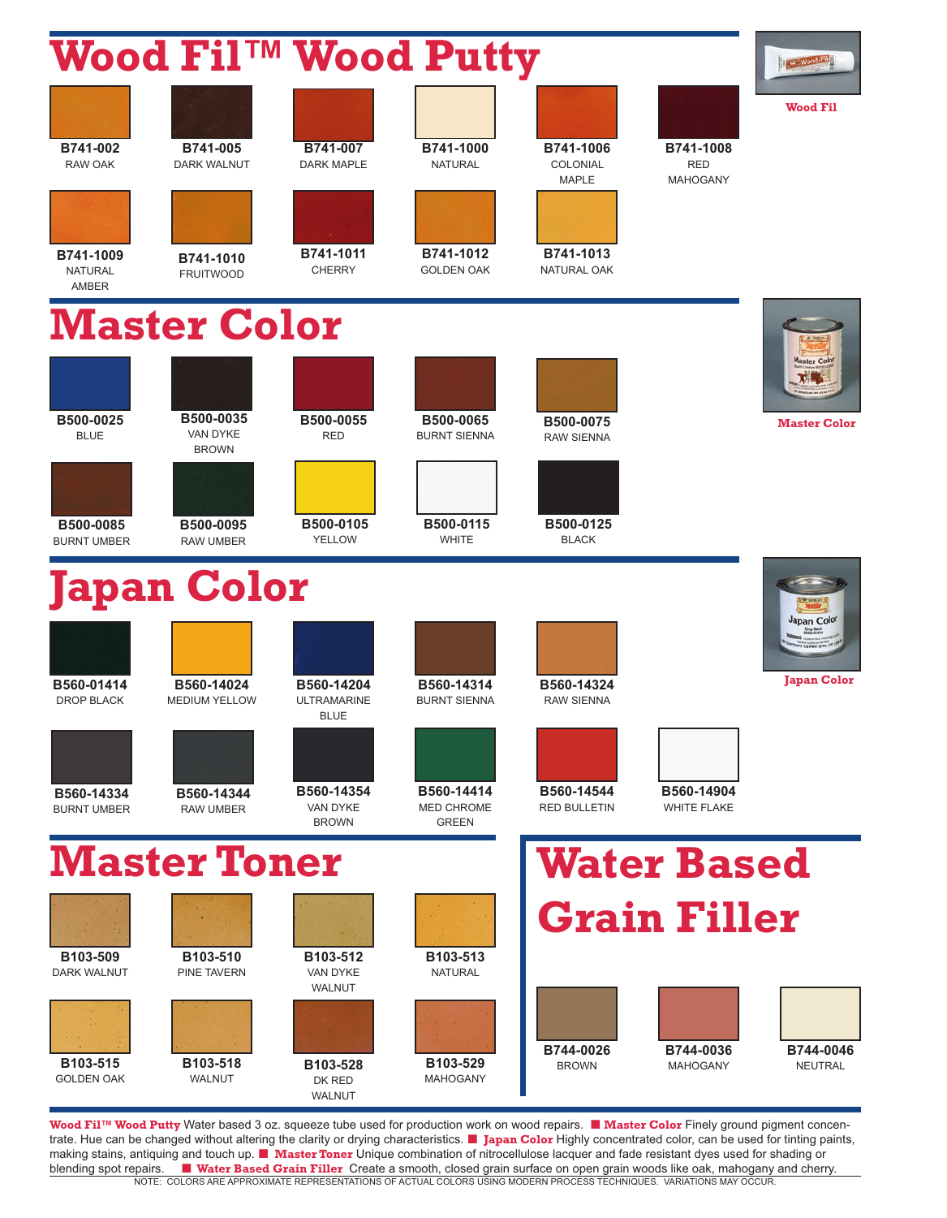# Wood Fil™ Wood Putty

Wood Fil

| | | | | | |
|---|---|---|---|---|---|
| B741-002 RAW OAK | B741-005 DARK WALNUT | B741-007 DARK MAPLE | B741-1000 NATURAL | B741-1006 COLONIAL MAPLE | B741-1008 RED MAHOGANY |
| B741-1009 NATURAL AMBER | B741-1010 FRUITWOOD | B741-1011 CHERRY | B741-1012 GOLDEN OAK | B741-1013 NATURAL OAK | |

# Master Color

Master Color

| | | | | |
|---|---|---|---|---|
| B500-0025 BLUE | B500-0035 VAN DYKE BROWN | B500-0055 RED | B500-0065 BURNT SIENNA | B500-0075 RAW SIENNA |
| B500-0085 BURNT UMBER | B500-0095 RAW UMBER | B500-0105 YELLOW | B500-0115 WHITE | B500-0125 BLACK |

# Japan Color

Japan Color

| | | | | | |
|---|---|---|---|---|---|
| B560-01414 DROP BLACK | B560-14024 MEDIUM YELLOW | B560-14204 ULTRAMARINE BLUE | B560-14314 BURNT SIENNA | B560-14324 RAW SIENNA | |
| B560-14334 BURNT UMBER | B560-14344 RAW UMBER | B560-14354 VAN DYKE BROWN | B560-14414 MED CHROME GREEN | B560-14544 RED BULLETIN | B560-14904 WHITE FLAKE |

# Master Toner

| | | | |
|---|---|---|---|
| B103-509 DARK WALNUT | B103-510 PINE TAVERN | B103-512 VAN DYKE WALNUT | B103-513 NATURAL |
| B103-515 GOLDEN OAK | B103-518 WALNUT | B103-528 DK RED WALNUT | B103-529 MAHOGANY |

# Water Based Grain Filler

| | | |
|---|---|---|
| B744-0026 BROWN | B744-0036 MAHOGANY | B744-0046 NEUTRAL |

**Wood Fil™ Wood Putty** Water based 3 oz. squeeze tube used for production work on wood repairs. ■ **Master Color** Finely ground pigment concentrate. Hue can be changed without altering the clarity or drying characteristics. ■ **Japan Color** Highly concentrated color, can be used for tinting paints, making stains, antiquing and touch up. ■ **Master Toner** Unique combination of nitrocellulose lacquer and fade resistant dyes used for shading or blending spot repairs. ■ **Water Based Grain Filler** Create a smooth, closed grain surface on open grain woods like oak, mahogany and cherry.

NOTE: COLORS ARE APPROXIMATE REPRESENTATIONS OF ACTUAL COLORS USING MODERN PROCESS TECHNIQUES. VARIATIONS MAY OCCUR.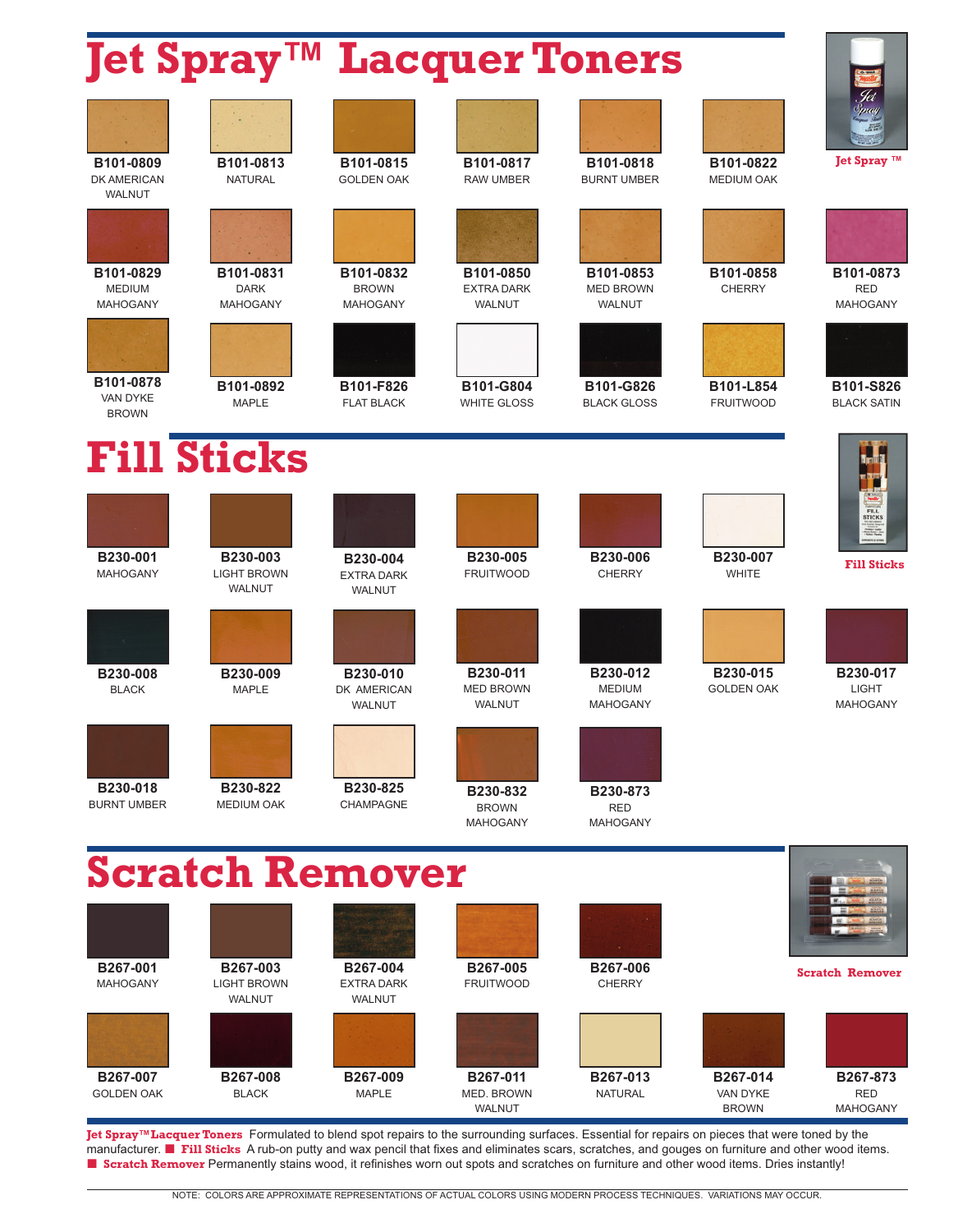# Jet Spray™ Lacquer Toners

**B101-0809** DK AMERICAN WALNUT

**B101-0813** NATURAL

**B101-0815** GOLDEN OAK

**B101-0817** RAW UMBER

**B101-0818** BURNT UMBER

**B101-0822** MEDIUM OAK

Jet Spray ™

**B101-0829** MEDIUM MAHOGANY

**B101-0831** DARK MAHOGANY

**B101-0832** BROWN MAHOGANY

**B101-0850** EXTRA DARK WALNUT

**B101-0853** MED BROWN WALNUT

**B101-0858** CHERRY

**B101-0873** RED MAHOGANY

**B101-0878** VAN DYKE BROWN

**B101-0892** MAPLE

**B101-F826** FLAT BLACK

**B101-G804** WHITE GLOSS

**B101-G826** BLACK GLOSS

**B101-L854** FRUITWOOD

**B101-S826** BLACK SATIN

# Fill Sticks

**B230-001** MAHOGANY

**B230-003** LIGHT BROWN WALNUT

**B230-004** EXTRA DARK WALNUT

**B230-005** FRUITWOOD

**B230-006** CHERRY

**B230-007** WHITE

Fill Sticks

**B230-008** BLACK

**B230-009** MAPLE

**B230-010** DK AMERICAN WALNUT

**B230-011** MED BROWN WALNUT

**B230-012** MEDIUM MAHOGANY

**B230-015** GOLDEN OAK

**B230-017** LIGHT MAHOGANY

**B230-018** BURNT UMBER

**B230-822** MEDIUM OAK

**B230-825** CHAMPAGNE

**B230-832** BROWN MAHOGANY

**B230-873** RED MAHOGANY

# Scratch Remover

**B267-001** MAHOGANY

**B267-003** LIGHT BROWN WALNUT

**B267-004** EXTRA DARK WALNUT

**B267-005** FRUITWOOD

**B267-006** CHERRY

Scratch Remover

**B267-007** GOLDEN OAK

**B267-008** BLACK

**B267-009** MAPLE

**B267-011** MED. BROWN WALNUT

**B267-013** NATURAL

**B267-014** VAN DYKE BROWN

**B267-873** RED MAHOGANY

**Jet Spray™ Lacquer Toners** Formulated to blend spot repairs to the surrounding surfaces. Essential for repairs on pieces that were toned by the manufacturer. ■ **Fill Sticks** A rub-on putty and wax pencil that fixes and eliminates scars, scratches, and gouges on furniture and other wood items. ■ **Scratch Remover** Permanently stains wood, it refinishes worn out spots and scratches on furniture and other wood items. Dries instantly!

NOTE: COLORS ARE APPROXIMATE REPRESENTATIONS OF ACTUAL COLORS USING MODERN PROCESS TECHNIQUES. VARIATIONS MAY OCCUR.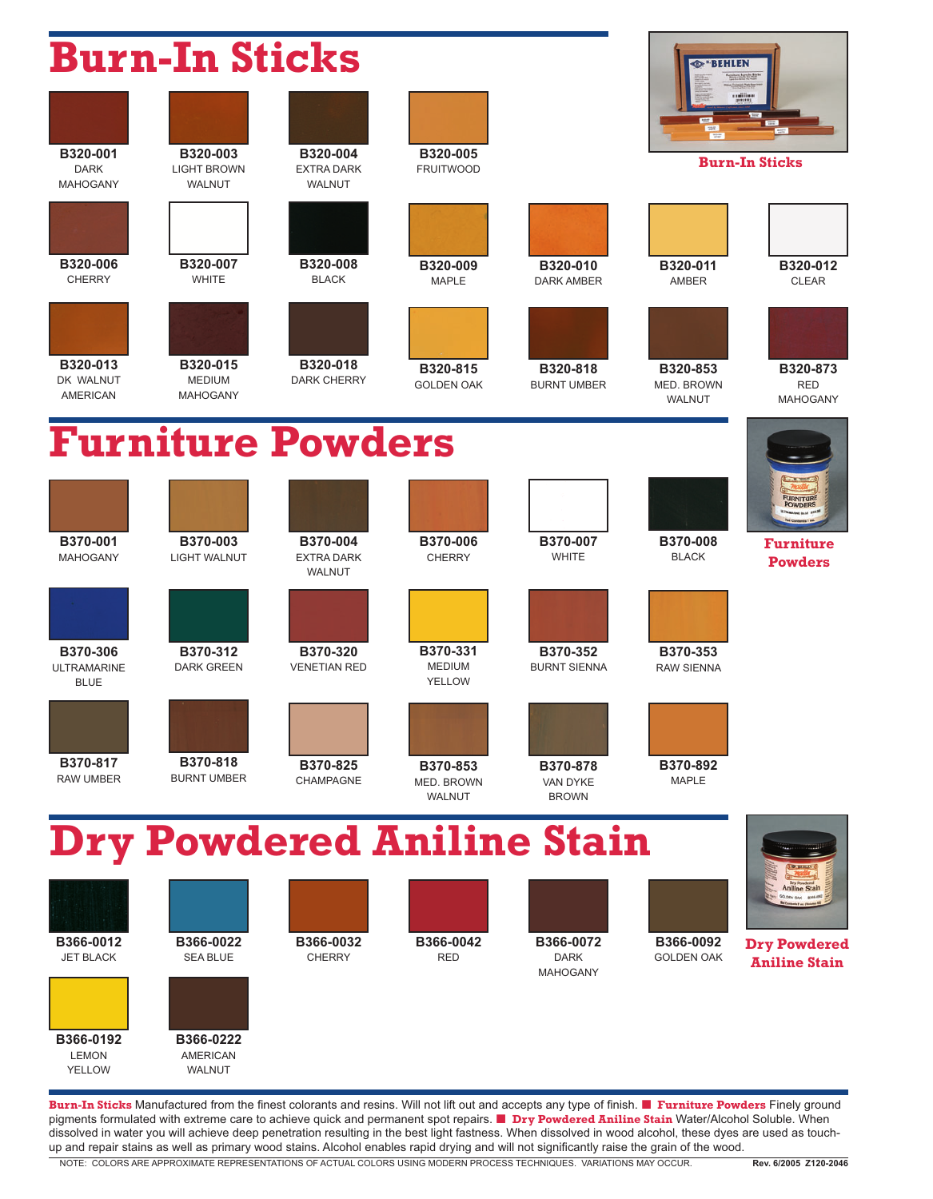# Burn-In Sticks

B320-001
DARK MAHOGANY

B320-003
LIGHT BROWN WALNUT

B320-004
EXTRA DARK WALNUT

B320-005
FRUITWOOD

Burn-In Sticks

B320-006
CHERRY

B320-007
WHITE

B320-008
BLACK

B320-009
MAPLE

B320-010
DARK AMBER

B320-011
AMBER

B320-012
CLEAR

B320-013
DK WALNUT AMERICAN

B320-015
MEDIUM MAHOGANY

B320-018
DARK CHERRY

B320-815
GOLDEN OAK

B320-818
BURNT UMBER

B320-853
MED. BROWN WALNUT

B320-873
RED MAHOGANY

# Furniture Powders

B370-001
MAHOGANY

B370-003
LIGHT WALNUT

B370-004
EXTRA DARK WALNUT

B370-006
CHERRY

B370-007
WHITE

B370-008
BLACK

Furniture Powders

B370-306
ULTRAMARINE BLUE

B370-312
DARK GREEN

B370-320
VENETIAN RED

B370-331
MEDIUM YELLOW

B370-352
BURNT SIENNA

B370-353
RAW SIENNA

B370-817
RAW UMBER

B370-818
BURNT UMBER

B370-825
CHAMPAGNE

B370-853
MED. BROWN WALNUT

B370-878
VAN DYKE BROWN

B370-892
MAPLE

# Dry Powdered Aniline Stain

B366-0012
JET BLACK

B366-0022
SEA BLUE

B366-0032
CHERRY

B366-0042
RED

B366-0072
DARK MAHOGANY

B366-0092
GOLDEN OAK

Dry Powdered Aniline Stain

B366-0192
LEMON YELLOW

B366-0222
AMERICAN WALNUT

**Burn-In Sticks** Manufactured from the finest colorants and resins. Will not lift out and accepts any type of finish. ■ **Furniture Powders** Finely ground pigments formulated with extreme care to achieve quick and permanent spot repairs. ■ **Dry Powdered Aniline Stain** Water/Alcohol Soluble. When dissolved in water you will achieve deep penetration resulting in the best light fastness. When dissolved in wood alcohol, these dyes are used as touch-up and repair stains as well as primary wood stains. Alcohol enables rapid drying and will not significantly raise the grain of the wood.

NOTE: COLORS ARE APPROXIMATE REPRESENTATIONS OF ACTUAL COLORS USING MODERN PROCESS TECHNIQUES. VARIATIONS MAY OCCUR.

Rev. 6/2005 Z120-2046